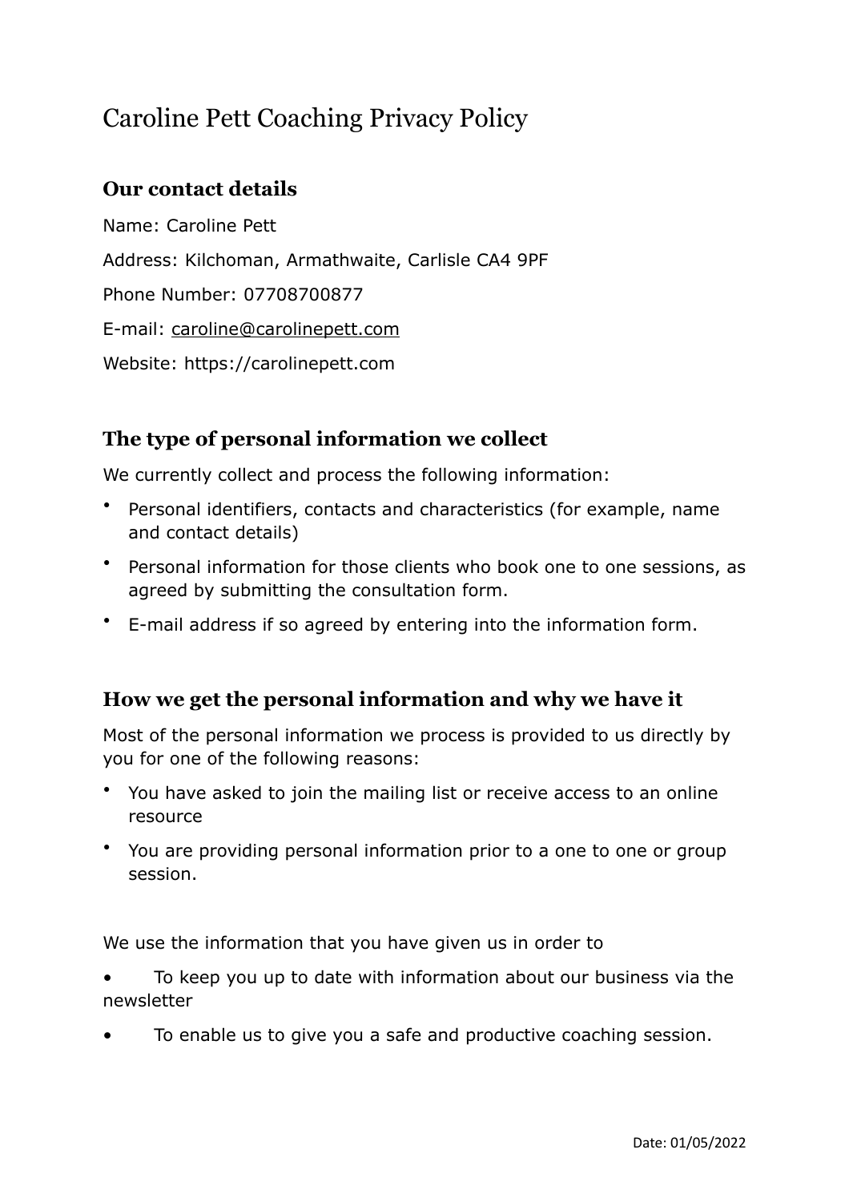# Caroline Pett Coaching Privacy Policy

## Our contact details

Name: Caroline Pett

Address: Kilchoman, Armathwaite, Carlisle CA4 9PF

Phone Number: 07708700877

E-mail: caroline@carolinepett.com

Website: https://carolinepett.com

## The type of personal information we collect

We currently collect and process the following information:

- Personal identifiers, contacts and characteristics (for example, name and contact details)
- Personal information for those clients who book one to one sessions, as agreed by submitting the consultation form.
- E-mail address if so agreed by entering into the information form.

## How we get the personal information and why we have it

Most of the personal information we process is provided to us directly by you for one of the following reasons:

- You have asked to join the mailing list or receive access to an online resource
- You are providing personal information prior to a one to one or group session.

We use the information that you have given us in order to

- To keep you up to date with information about our business via the newsletter
- To enable us to give you a safe and productive coaching session.

Date: 01/05/2022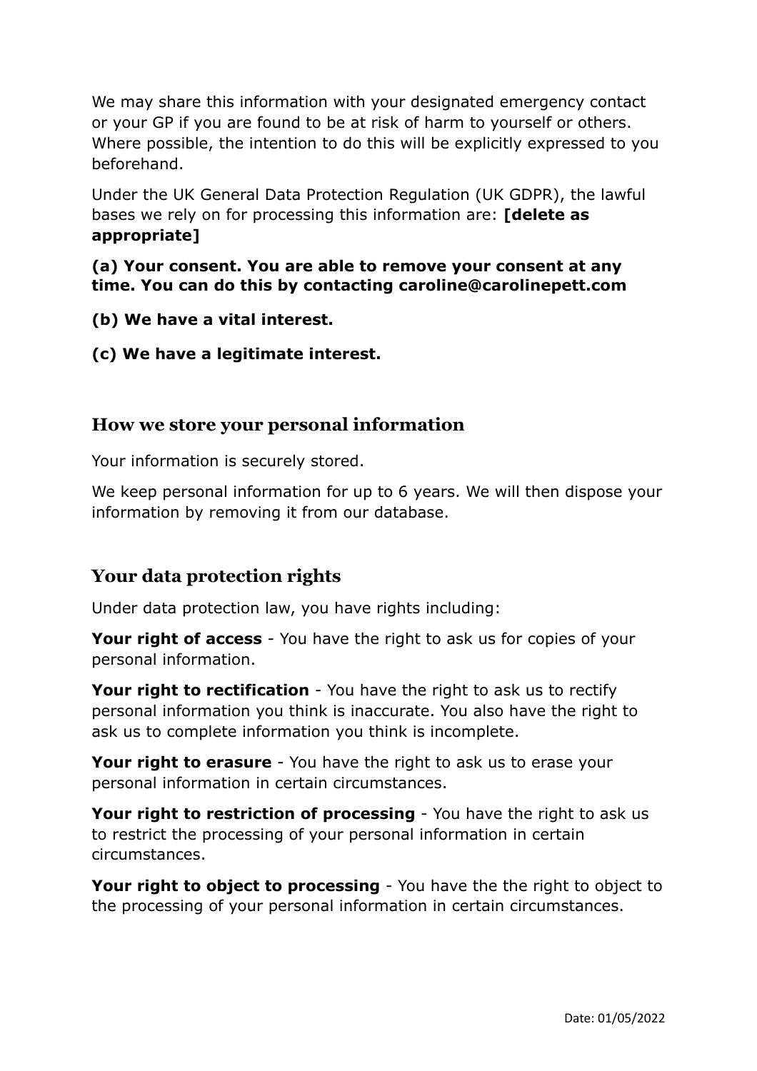We may share this information with your designated emergency contact or your GP if you are found to be at risk of harm to yourself or others. Where possible, the intention to do this will be explicitly expressed to you beforehand.

Under the UK General Data Protection Regulation (UK GDPR), the lawful bases we rely on for processing this information are: **[delete as appropriate]**

**(a) Your consent. You are able to remove your consent at any time. You can do this by contacting caroline@carolinepett.com**

**(b) We have a vital interest.**

**(c) We have a legitimate interest.**

## How we store your personal information

Your information is securely stored.

We keep personal information for up to 6 years. We will then dispose your information by removing it from our database.

## Your data protection rights

Under data protection law, you have rights including:

**Your right of access** - You have the right to ask us for copies of your personal information.

**Your right to rectification** - You have the right to ask us to rectify personal information you think is inaccurate. You also have the right to ask us to complete information you think is incomplete.

**Your right to erasure** - You have the right to ask us to erase your personal information in certain circumstances.

**Your right to restriction of processing** - You have the right to ask us to restrict the processing of your personal information in certain circumstances.

**Your right to object to processing** - You have the the right to object to the processing of your personal information in certain circumstances.

Date: 01/05/2022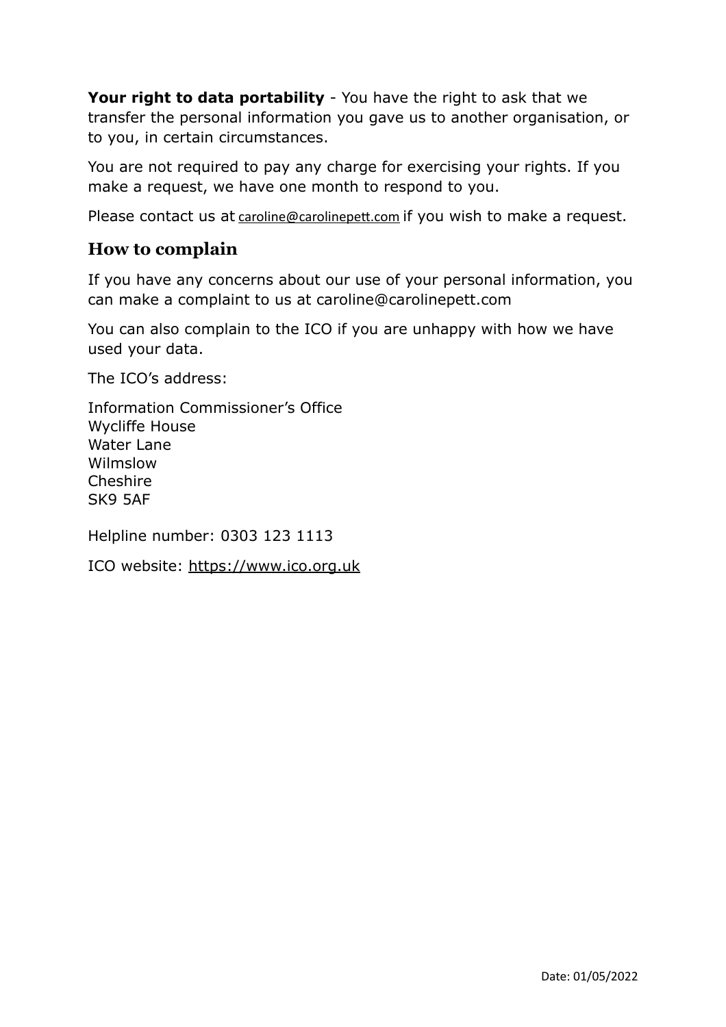**Your right to data portability** - You have the right to ask that we transfer the personal information you gave us to another organisation, or to you, in certain circumstances.

You are not required to pay any charge for exercising your rights. If you make a request, we have one month to respond to you.

Please contact us at caroline@carolinepett.com if you wish to make a request.

## How to complain

If you have any concerns about our use of your personal information, you can make a complaint to us at caroline@carolinepett.com

You can also complain to the ICO if you are unhappy with how we have used your data.

The ICO's address:

Information Commissioner's Office
Wycliffe House
Water Lane
Wilmslow
Cheshire
SK9 5AF

Helpline number: 0303 123 1113

ICO website: https://www.ico.org.uk

Date: 01/05/2022